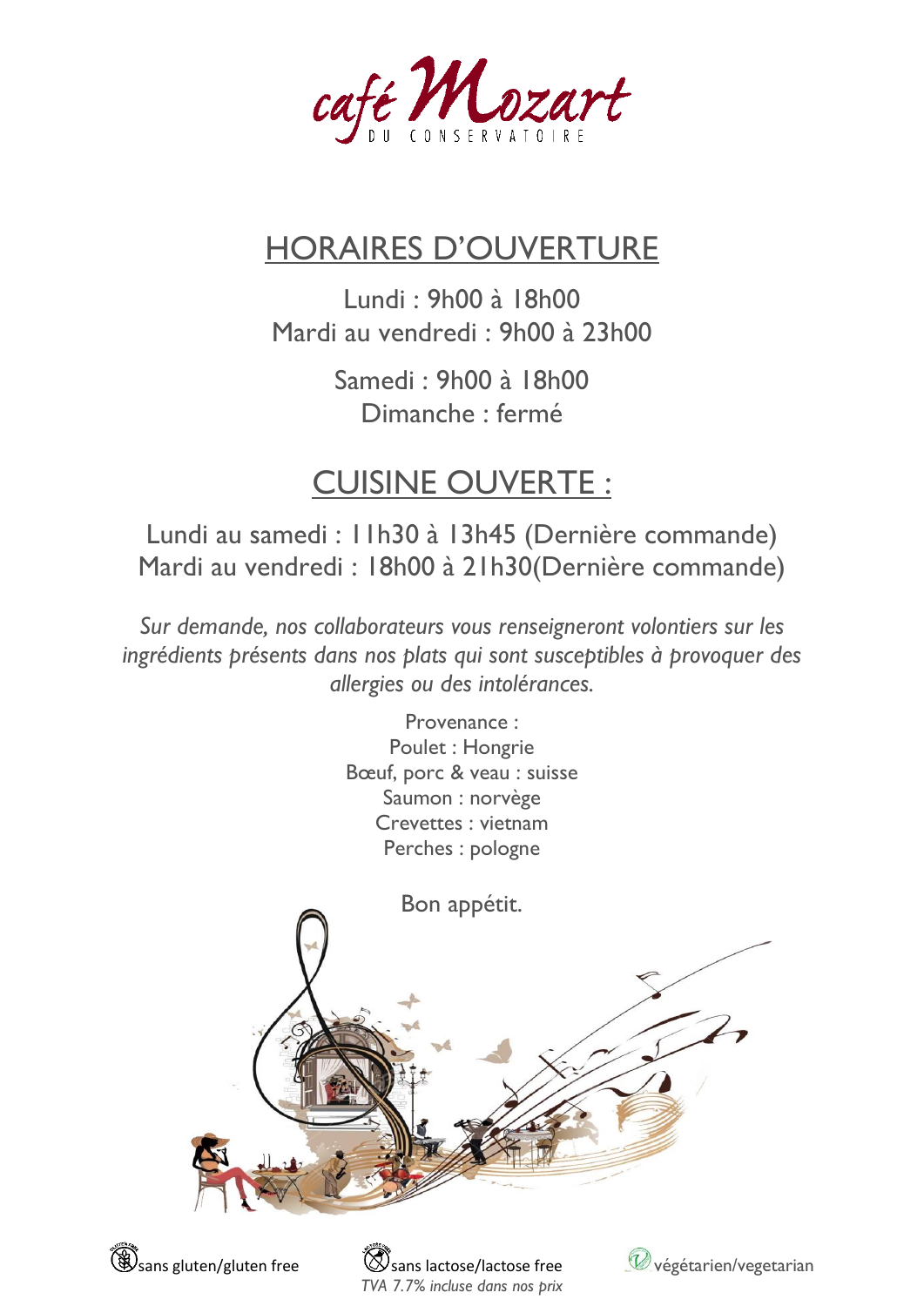# café Mozart

DU CONSERVATOIRE

## HORAIRES D'OUVERTURE

Lundi : 9h00 à 18h00
Mardi au vendredi : 9h00 à 23h00

Samedi : 9h00 à 18h00
Dimanche : fermé

## CUISINE OUVERTE :

Lundi au samedi : 11h30 à 13h45 (Dernière commande)
Mardi au vendredi : 18h00 à 21h30(Dernière commande)

*Sur demande, nos collaborateurs vous renseigneront volontiers sur les ingrédients présents dans nos plats qui sont susceptibles à provoquer des allergies ou des intolérances.*

Provenance :
Poulet : Hongrie
Bœuf, porc & veau : suisse
Saumon : norvège
Crevettes : vietnam
Perches : pologne

Bon appétit.

sans gluten/gluten free | sans lactose/lactose free | végétarien/vegetarian

*TVA 7.7% incluse dans nos prix*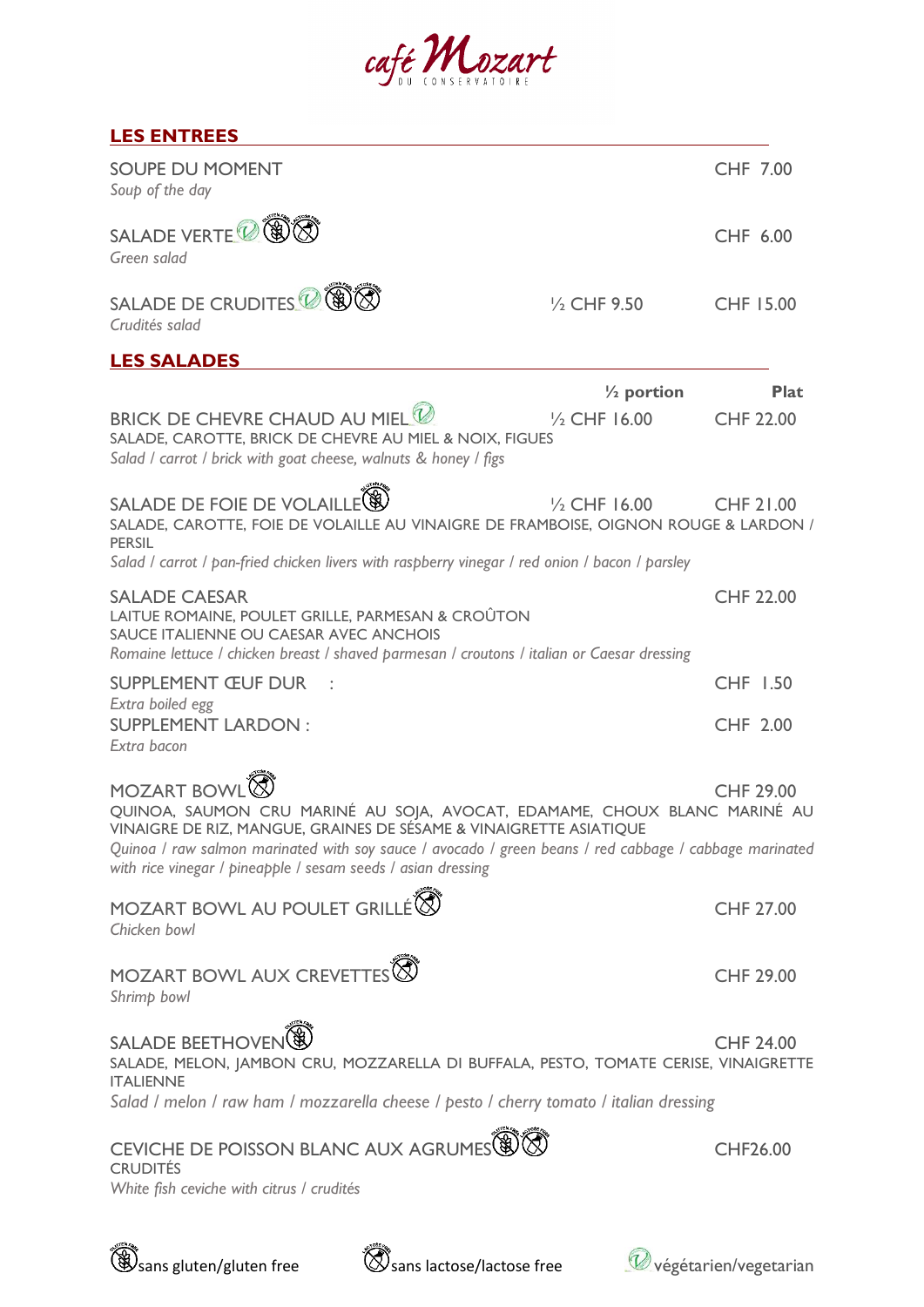café Mozart
DU CONSERVATOIRE

## LES ENTREES

**SOUPE DU MOMENT** — CHF 7.00
*Soup of the day*

**SALADE VERTE** (végétarien, sans gluten, sans lactose) — CHF 6.00
*Green salad*

**SALADE DE CRUDITES** (végétarien, sans gluten, sans lactose) — ½ CHF 9.50 — CHF 15.00
*Crudités salad*

## LES SALADES

| | ½ portion | Plat |
|---|---|---|
| **BRICK DE CHEVRE CHAUD AU MIEL** (végétarien)<br>SALADE, CAROTTE, BRICK DE CHEVRE AU MIEL & NOIX, FIGUES<br>*Salad / carrot / brick with goat cheese, walnuts & honey / figs* | ½ CHF 16.00 | CHF 22.00 |
| **SALADE DE FOIE DE VOLAILLE** (sans gluten)<br>SALADE, CAROTTE, FOIE DE VOLAILLE AU VINAIGRE DE FRAMBOISE, OIGNON ROUGE & LARDON / PERSIL<br>*Salad / carrot / pan-fried chicken livers with raspberry vinegar / red onion / bacon / parsley* | ½ CHF 16.00 | CHF 21.00 |
| **SALADE CAESAR**<br>LAITUE ROMAINE, POULET GRILLE, PARMESAN & CROÛTON<br>SAUCE ITALIENNE OU CAESAR AVEC ANCHOIS<br>*Romaine lettuce / chicken breast / shaved parmesan / croutons / italian or Caesar dressing* | | CHF 22.00 |
| **SUPPLEMENT ŒUF DUR :**<br>*Extra boiled egg* | | CHF 1.50 |
| **SUPPLEMENT LARDON :**<br>*Extra bacon* | | CHF 2.00 |
| **MOZART BOWL** (sans lactose)<br>QUINOA, SAUMON CRU MARINÉ AU SOJA, AVOCAT, EDAMAME, CHOUX BLANC MARINÉ AU VINAIGRE DE RIZ, MANGUE, GRAINES DE SÉSAME & VINAIGRETTE ASIATIQUE<br>*Quinoa / raw salmon marinated with soy sauce / avocado / green beans / red cabbage / cabbage marinated with rice vinegar / pineapple / sesam seeds / asian dressing* | | CHF 29.00 |
| **MOZART BOWL AU POULET GRILLÉ** (sans lactose)<br>*Chicken bowl* | | CHF 27.00 |
| **MOZART BOWL AUX CREVETTES** (sans lactose)<br>*Shrimp bowl* | | CHF 29.00 |
| **SALADE BEETHOVEN** (sans gluten)<br>SALADE, MELON, JAMBON CRU, MOZZARELLA DI BUFFALA, PESTO, TOMATE CERISE, VINAIGRETTE ITALIENNE<br>*Salad / melon / raw ham / mozzarella cheese / pesto / cherry tomato / italian dressing* | | CHF 24.00 |
| **CEVICHE DE POISSON BLANC AUX AGRUMES** (sans gluten, sans lactose)<br>CRUDITÉS<br>*White fish ceviche with citrus / crudités* | | CHF26.00 |

sans gluten/gluten free — sans lactose/lactose free — végétarien/vegetarian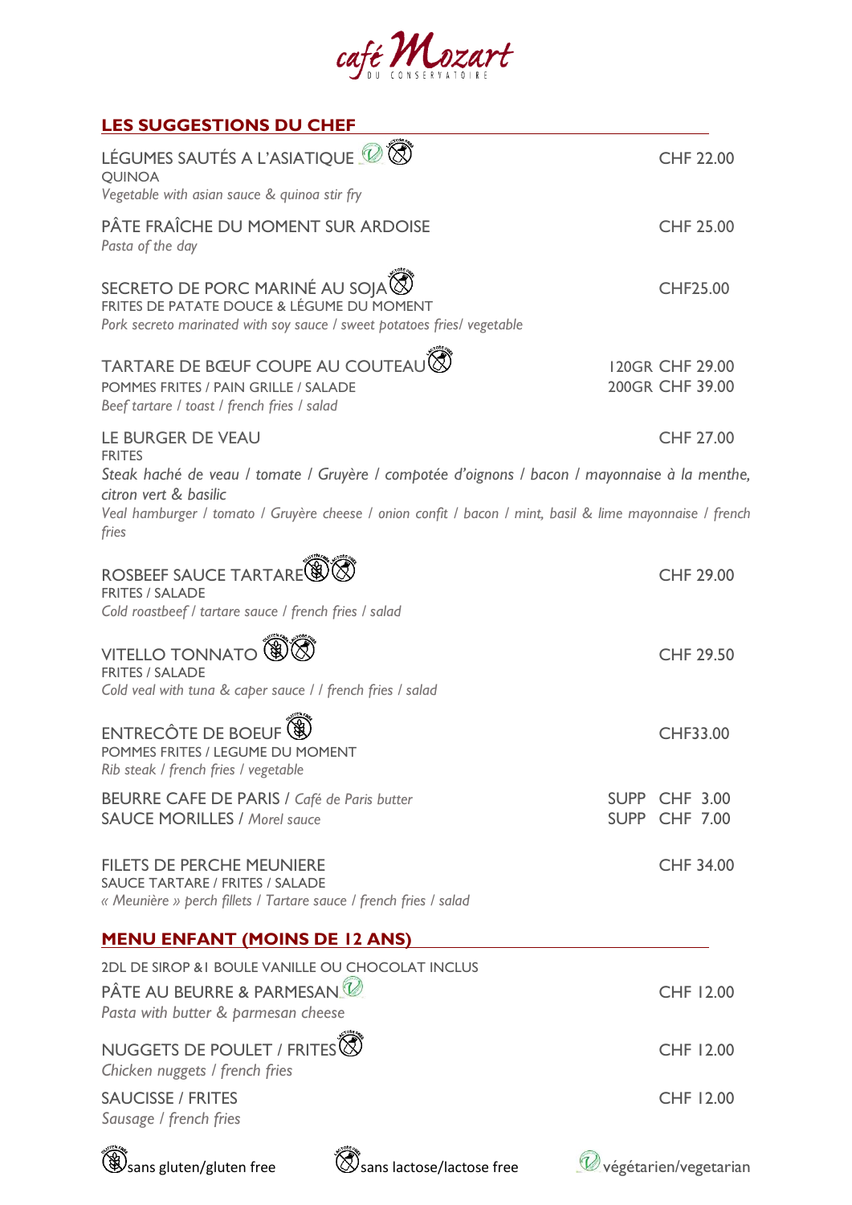café Mozart
DU CONSERVATOIRE

## LES SUGGESTIONS DU CHEF

**LÉGUMES SAUTÉS A L'ASIATIQUE** (végétarien, sans lactose) — CHF 22.00
QUINOA
*Vegetable with asian sauce & quinoa stir fry*

**PÂTE FRAÎCHE DU MOMENT SUR ARDOISE** — CHF 25.00
*Pasta of the day*

**SECRETO DE PORC MARINÉ AU SOJA** (sans lactose) — CHF25.00
FRITES DE PATATE DOUCE & LÉGUME DU MOMENT
*Pork secreto marinated with soy sauce / sweet potatoes fries/ vegetable*

**TARTARE DE BŒUF COUPE AU COUTEAU** (sans lactose) — 120GR CHF 29.00 / 200GR CHF 39.00
POMMES FRITES / PAIN GRILLE / SALADE
*Beef tartare / toast / french fries / salad*

**LE BURGER DE VEAU** — CHF 27.00
FRITES
*Steak haché de veau / tomate / Gruyère / compotée d'oignons / bacon / mayonnaise à la menthe, citron vert & basilic*
*Veal hamburger / tomato / Gruyère cheese / onion confit / bacon / mint, basil & lime mayonnaise / french fries*

**ROSBEEF SAUCE TARTARE** (sans gluten, sans lactose) — CHF 29.00
FRITES / SALADE
*Cold roastbeef / tartare sauce / french fries / salad*

**VITELLO TONNATO** (sans gluten, sans lactose) — CHF 29.50
FRITES / SALADE
*Cold veal with tuna & caper sauce / / french fries / salad*

**ENTRECÔTE DE BOEUF** (sans gluten) — CHF33.00
POMMES FRITES / LEGUME DU MOMENT
*Rib steak / french fries / vegetable*

BEURRE CAFE DE PARIS / *Café de Paris butter* — SUPP CHF 3.00
SAUCE MORILLES / *Morel sauce* — SUPP CHF 7.00

**FILETS DE PERCHE MEUNIERE** — CHF 34.00
SAUCE TARTARE / FRITES / SALADE
*« Meunière » perch fillets / Tartare sauce / french fries / salad*

## MENU ENFANT (MOINS DE 12 ANS)

2DL DE SIROP &1 BOULE VANILLE OU CHOCOLAT INCLUS

**PÂTE AU BEURRE & PARMESAN** (végétarien) — CHF 12.00
*Pasta with butter & parmesan cheese*

**NUGGETS DE POULET / FRITES** (sans lactose) — CHF 12.00
*Chicken nuggets / french fries*

**SAUCISSE / FRITES** — CHF 12.00
*Sausage / french fries*

sans gluten/gluten free — sans lactose/lactose free — végétarien/vegetarian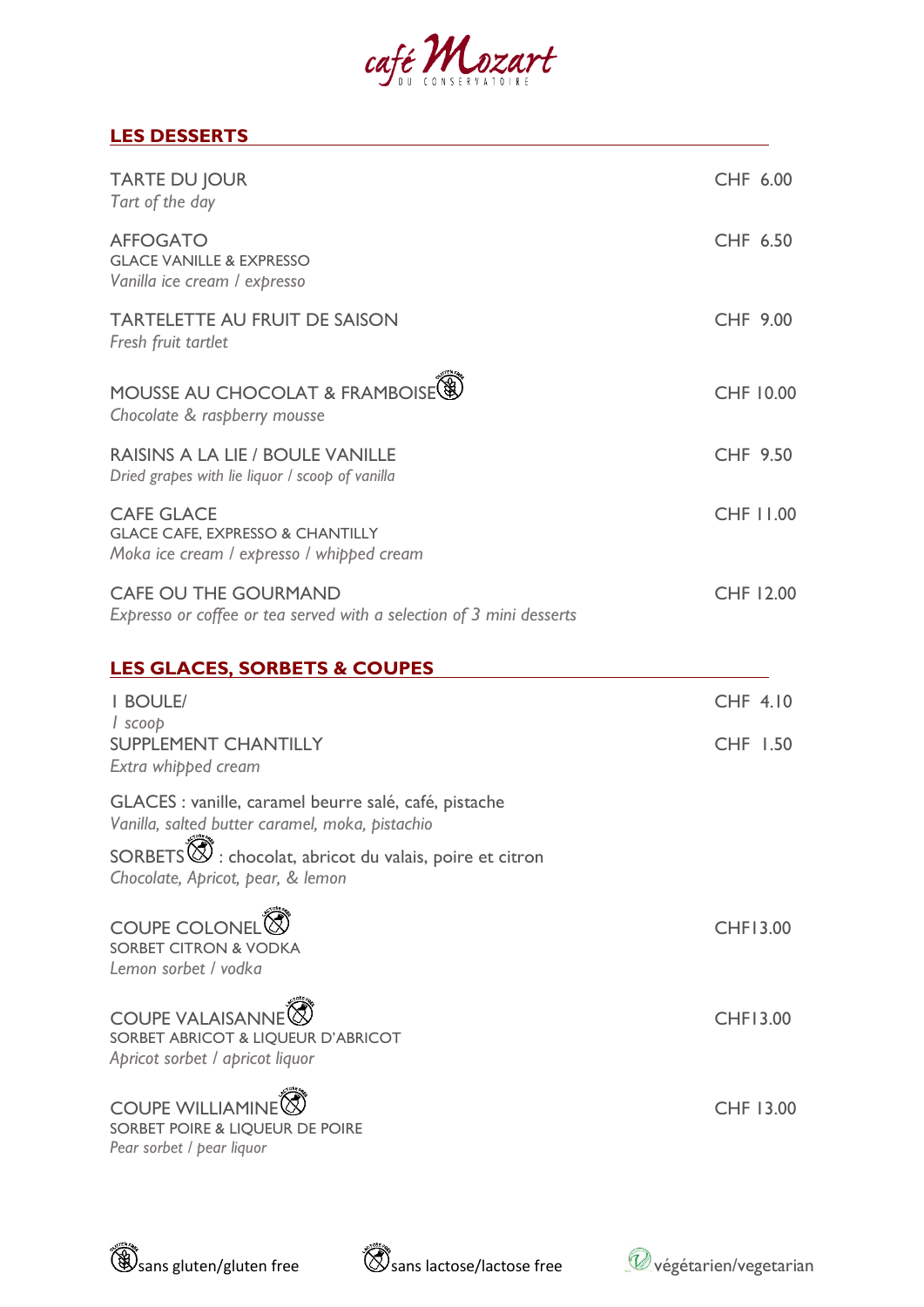café Mozart
DU CONSERVATOIRE

## LES DESSERTS

TARTE DU JOUR — CHF 6.00
*Tart of the day*

AFFOGATO — CHF 6.50
GLACE VANILLE & EXPRESSO
*Vanilla ice cream / expresso*

TARTELETTE AU FRUIT DE SAISON — CHF 9.00
*Fresh fruit tartlet*

MOUSSE AU CHOCOLAT & FRAMBOISE (sans gluten) — CHF 10.00
*Chocolate & raspberry mousse*

RAISINS A LA LIE / BOULE VANILLE — CHF 9.50
*Dried grapes with lie liquor / scoop of vanilla*

CAFE GLACE — CHF 11.00
GLACE CAFE, EXPRESSO & CHANTILLY
*Moka ice cream / expresso / whipped cream*

CAFE OU THE GOURMAND — CHF 12.00
*Expresso or coffee or tea served with a selection of 3 mini desserts*

## LES GLACES, SORBETS & COUPES

1 BOULE/ — CHF 4.10
*1 scoop*
SUPPLEMENT CHANTILLY — CHF 1.50
*Extra whipped cream*

GLACES : vanille, caramel beurre salé, café, pistache
*Vanilla, salted butter caramel, moka, pistachio*

SORBETS (sans lactose) : chocolat, abricot du valais, poire et citron
*Chocolate, Apricot, pear, & lemon*

COUPE COLONEL (sans lactose) — CHF13.00
SORBET CITRON & VODKA
*Lemon sorbet / vodka*

COUPE VALAISANNE (sans lactose) — CHF13.00
SORBET ABRICOT & LIQUEUR D'ABRICOT
*Apricot sorbet / apricot liquor*

COUPE WILLIAMINE (sans lactose) — CHF 13.00
SORBET POIRE & LIQUEUR DE POIRE
*Pear sorbet / pear liquor*

sans gluten/gluten free — sans lactose/lactose free — végétarien/vegetarian